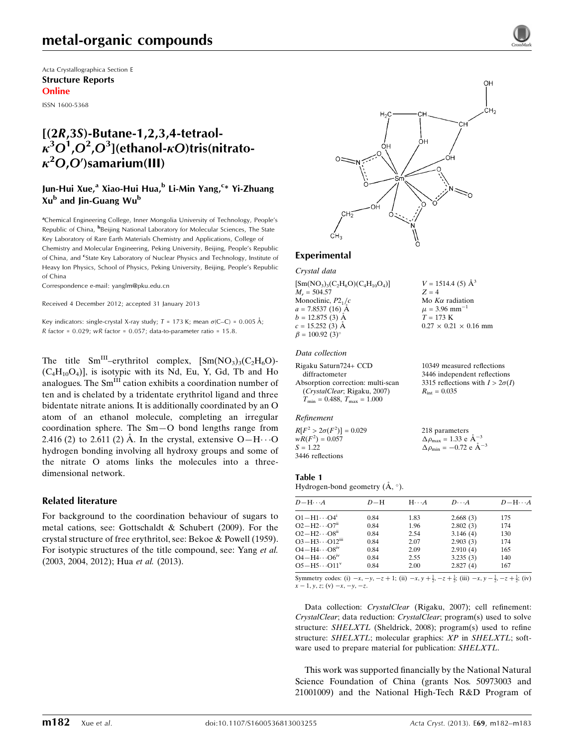# metal-organic compounds

Acta Crystallographica Section E
**Structure Reports Online**

ISSN 1600-5368

# [(2*R*,3*S*)-Butane-1,2,3,4-tetraol-$\kappa^3O^1,O^2,O^3$](ethanol-$\kappa O$)tris(nitrato-$\kappa^2O,O'$)samarium(III)

**Jun-Hui Xue,[a] Xiao-Hui Hua,[b] Li-Min Yang,[c]* Yi-Zhuang Xu[b] and Jin-Guang Wu[b]**

[a]Chemical Engineering College, Inner Mongolia University of Technology, People's Republic of China, [b]Beijing National Laboratory for Molecular Sciences, The State Key Laboratory of Rare Earth Materials Chemistry and Applications, College of Chemistry and Molecular Engineering, Peking University, Beijing, People's Republic of China, and [c]State Key Laboratory of Nuclear Physics and Technology, Institute of Heavy Ion Physics, School of Physics, Peking University, Beijing, People's Republic of China

Correspondence e-mail: yanglm@pku.edu.cn

Received 4 December 2012; accepted 31 January 2013

Key indicators: single-crystal X-ray study; $T$ = 173 K; mean $\sigma$(C–C) = 0.005 Å; $R$ factor = 0.029; $wR$ factor = 0.057; data-to-parameter ratio = 15.8.

The title $Sm^{III}$–erythritol complex, $[Sm(NO_3)_3(C_2H_6O)(C_4H_{10}O_4)]$, is isotypic with its Nd, Eu, Y, Gd, Tb and Ho analogues. The $Sm^{III}$ cation exhibits a coordination number of ten and is chelated by a tridentate erythritol ligand and three bidentate nitrate anions. It is additionally coordinated by an O atom of an ethanol molecule, completing an irregular coordination sphere. The Sm—O bond lengths range from 2.416 (2) to 2.611 (2) Å. In the crystal, extensive O—H⋯O hydrogen bonding involving all hydroxy groups and some of the nitrate O atoms links the molecules into a three-dimensional network.

## Related literature

For background to the coordination behaviour of sugars to metal cations, see: Gottschaldt & Schubert (2009). For the crystal structure of free erythritol, see: Bekoe & Powell (1959). For isotypic structures of the title compound, see: Yang *et al.* (2003, 2004, 2012); Hua *et al.* (2013).

## Experimental

### Crystal data

$[Sm(NO_3)_3(C_2H_6O)(C_4H_{10}O_4)]$
$M_r$ = 504.57
Monoclinic, $P2_1/c$
$a$ = 7.8537 (16) Å
$b$ = 12.875 (3) Å
$c$ = 15.252 (3) Å
$\beta$ = 100.92 (3)°
$V$ = 1514.4 (5) Å$^3$
$Z$ = 4
Mo $K\alpha$ radiation
$\mu$ = 3.96 mm$^{-1}$
$T$ = 173 K
0.27 × 0.21 × 0.16 mm

### Data collection

Rigaku Saturn724+ CCD diffractometer
Absorption correction: multi-scan (*CrystalClear*; Rigaku, 2007)
$T_{min}$ = 0.488, $T_{max}$ = 1.000
10349 measured reflections
3446 independent reflections
3315 reflections with $I > 2\sigma(I)$
$R_{int}$ = 0.035

### Refinement

$R[F^2 > 2\sigma(F^2)]$ = 0.029
$wR(F^2)$ = 0.057
$S$ = 1.22
3446 reflections
218 parameters
$\Delta\rho_{max}$ = 1.33 e Å$^{-3}$
$\Delta\rho_{min}$ = −0.72 e Å$^{-3}$

**Table 1**
Hydrogen-bond geometry (Å, °).

| $D$—H⋯$A$ | $D$—H | H⋯$A$ | $D$⋯$A$ | $D$—H⋯$A$ |
|---|---|---|---|---|
| O1—H1⋯O4$^{i}$ | 0.84 | 1.83 | 2.668 (3) | 175 |
| O2—H2⋯O7$^{ii}$ | 0.84 | 1.96 | 2.802 (3) | 174 |
| O2—H2⋯O8$^{ii}$ | 0.84 | 2.54 | 3.146 (4) | 130 |
| O3—H3⋯O12$^{iii}$ | 0.84 | 2.07 | 2.903 (3) | 174 |
| O4—H4⋯O8$^{iv}$ | 0.84 | 2.09 | 2.910 (4) | 165 |
| O4—H4⋯O6$^{iv}$ | 0.84 | 2.55 | 3.235 (3) | 140 |
| O5—H5⋯O11$^{v}$ | 0.84 | 2.00 | 2.827 (4) | 167 |

Symmetry codes: (i) $-x, -y, -z+1$; (ii) $-x, y+\frac{1}{2}, -z+\frac{1}{2}$; (iii) $-x, y-\frac{1}{2}, -z+\frac{1}{2}$; (iv) $x-1, y, z$; (v) $-x, -y, -z$.

Data collection: *CrystalClear* (Rigaku, 2007); cell refinement: *CrystalClear*; data reduction: *CrystalClear*; program(s) used to solve structure: *SHELXTL* (Sheldrick, 2008); program(s) used to refine structure: *SHELXTL*; molecular graphics: *XP* in *SHELXTL*; software used to prepare material for publication: *SHELXTL*.

This work was supported financially by the National Natural Science Foundation of China (grants Nos. 50973003 and 21001009) and the National High-Tech R&D Program of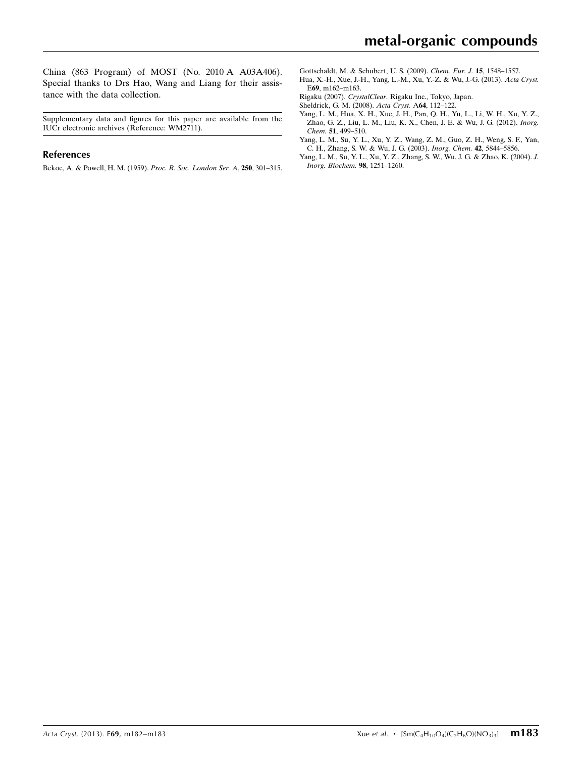China (863 Program) of MOST (No. 2010 A A03A406). Special thanks to Drs Hao, Wang and Liang for their assistance with the data collection.

Supplementary data and figures for this paper are available from the IUCr electronic archives (Reference: WM2711).

## References

Bekoe, A. & Powell, H. M. (1959). *Proc. R. Soc. London Ser. A*, **250**, 301–315.

Gottschaldt, M. & Schubert, U. S. (2009). *Chem. Eur. J.* **15**, 1548–1557.

Hua, X.-H., Xue, J.-H., Yang, L.-M., Xu, Y.-Z. & Wu, J.-G. (2013). *Acta Cryst.* E**69**, m162–m163.

Rigaku (2007). *CrystalClear*. Rigaku Inc., Tokyo, Japan.

Sheldrick, G. M. (2008). *Acta Cryst.* A**64**, 112–122.

Yang, L. M., Hua, X. H., Xue, J. H., Pan, Q. H., Yu, L., Li, W. H., Xu, Y. Z., Zhao, G. Z., Liu, L. M., Liu, K. X., Chen, J. E. & Wu, J. G. (2012). *Inorg. Chem.* **51**, 499–510.

Yang, L. M., Su, Y. L., Xu, Y. Z., Wang, Z. M., Guo, Z. H., Weng, S. F., Yan, C. H., Zhang, S. W. & Wu, J. G. (2003). *Inorg. Chem.* **42**, 5844–5856.

Yang, L. M., Su, Y. L., Xu, Y. Z., Zhang, S. W., Wu, J. G. & Zhao, K. (2004). *J. Inorg. Biochem.* **98**, 1251–1260.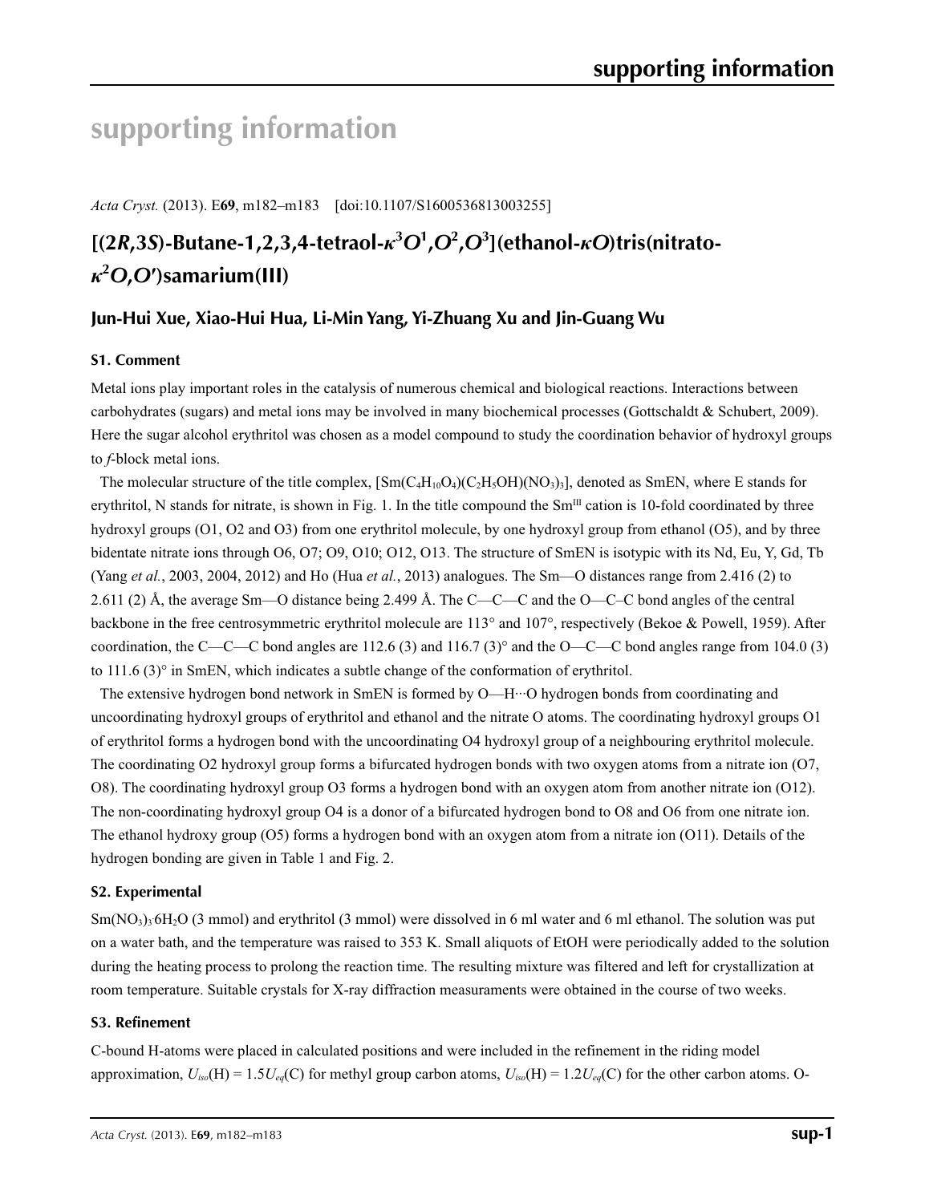# supporting information

*Acta Cryst.* (2013). E**69**, m182–m183 [doi:10.1107/S1600536813003255]

## [(2*R*,3*S*)-Butane-1,2,3,4-tetraol-$\kappa^3O^1,O^2,O^3$](ethanol-$\kappa O$)tris(nitrato-$\kappa^2O,O'$)samarium(III)

### Jun-Hui Xue, Xiao-Hui Hua, Li-Min Yang, Yi-Zhuang Xu and Jin-Guang Wu

#### S1. Comment

Metal ions play important roles in the catalysis of numerous chemical and biological reactions. Interactions between carbohydrates (sugars) and metal ions may be involved in many biochemical processes (Gottschaldt & Schubert, 2009). Here the sugar alcohol erythritol was chosen as a model compound to study the coordination behavior of hydroxyl groups to *f*-block metal ions.

The molecular structure of the title complex, $[Sm(C_4H_{10}O_4)(C_2H_5OH)(NO_3)_3]$, denoted as SmEN, where E stands for erythritol, N stands for nitrate, is shown in Fig. 1. In the title compound the $Sm^{III}$ cation is 10-fold coordinated by three hydroxyl groups (O1, O2 and O3) from one erythritol molecule, by one hydroxyl group from ethanol (O5), and by three bidentate nitrate ions through O6, O7; O9, O10; O12, O13. The structure of SmEN is isotypic with its Nd, Eu, Y, Gd, Tb (Yang *et al.*, 2003, 2004, 2012) and Ho (Hua *et al.*, 2013) analogues. The Sm—O distances range from 2.416 (2) to 2.611 (2) Å, the average Sm—O distance being 2.499 Å. The C—C—C and the O—C–C bond angles of the central backbone in the free centrosymmetric erythritol molecule are 113° and 107°, respectively (Bekoe & Powell, 1959). After coordination, the C—C—C bond angles are 112.6 (3) and 116.7 (3)° and the O—C—C bond angles range from 104.0 (3) to 111.6 (3)° in SmEN, which indicates a subtle change of the conformation of erythritol.

The extensive hydrogen bond network in SmEN is formed by O—H···O hydrogen bonds from coordinating and uncoordinating hydroxyl groups of erythritol and ethanol and the nitrate O atoms. The coordinating hydroxyl groups O1 of erythritol forms a hydrogen bond with the uncoordinating O4 hydroxyl group of a neighbouring erythritol molecule. The coordinating O2 hydroxyl group forms a bifurcated hydrogen bonds with two oxygen atoms from a nitrate ion (O7, O8). The coordinating hydroxyl group O3 forms a hydrogen bond with an oxygen atom from another nitrate ion (O12). The non-coordinating hydroxyl group O4 is a donor of a bifurcated hydrogen bond to O8 and O6 from one nitrate ion. The ethanol hydroxy group (O5) forms a hydrogen bond with an oxygen atom from a nitrate ion (O11). Details of the hydrogen bonding are given in Table 1 and Fig. 2.

#### S2. Experimental

$Sm(NO_3)_3{\cdot}6H_2O$ (3 mmol) and erythritol (3 mmol) were dissolved in 6 ml water and 6 ml ethanol. The solution was put on a water bath, and the temperature was raised to 353 K. Small aliquots of EtOH were periodically added to the solution during the heating process to prolong the reaction time. The resulting mixture was filtered and left for crystallization at room temperature. Suitable crystals for X-ray diffraction measurements were obtained in the course of two weeks.

#### S3. Refinement

C-bound H-atoms were placed in calculated positions and were included in the refinement in the riding model approximation, $U_{iso}$(H) = 1.5$U_{eq}$(C) for methyl group carbon atoms, $U_{iso}$(H) = 1.2$U_{eq}$(C) for the other carbon atoms. O-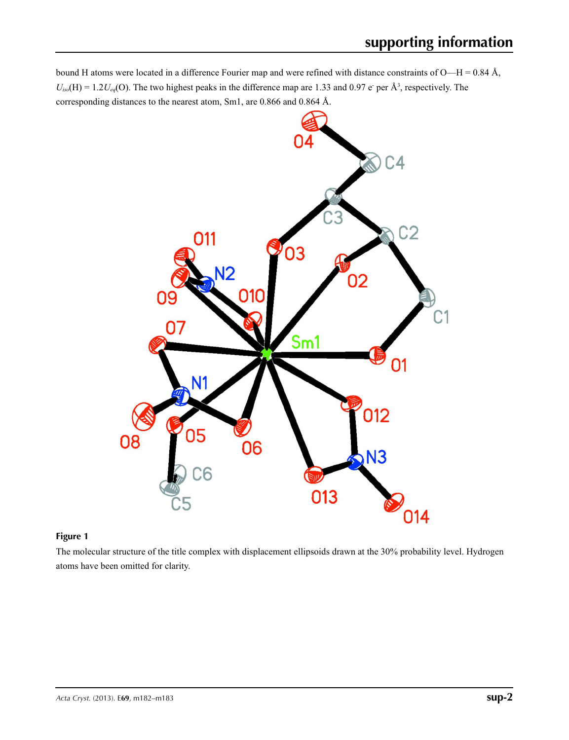bound H atoms were located in a difference Fourier map and were refined with distance constraints of O—H = 0.84 Å, $U_{iso}$(H) = 1.2$U_{eq}$(O). The two highest peaks in the difference map are 1.33 and 0.97 e$^-$ per Å$^3$, respectively. The corresponding distances to the nearest atom, Sm1, are 0.866 and 0.864 Å.

**Figure 1**

The molecular structure of the title complex with displacement ellipsoids drawn at the 30% probability level. Hydrogen atoms have been omitted for clarity.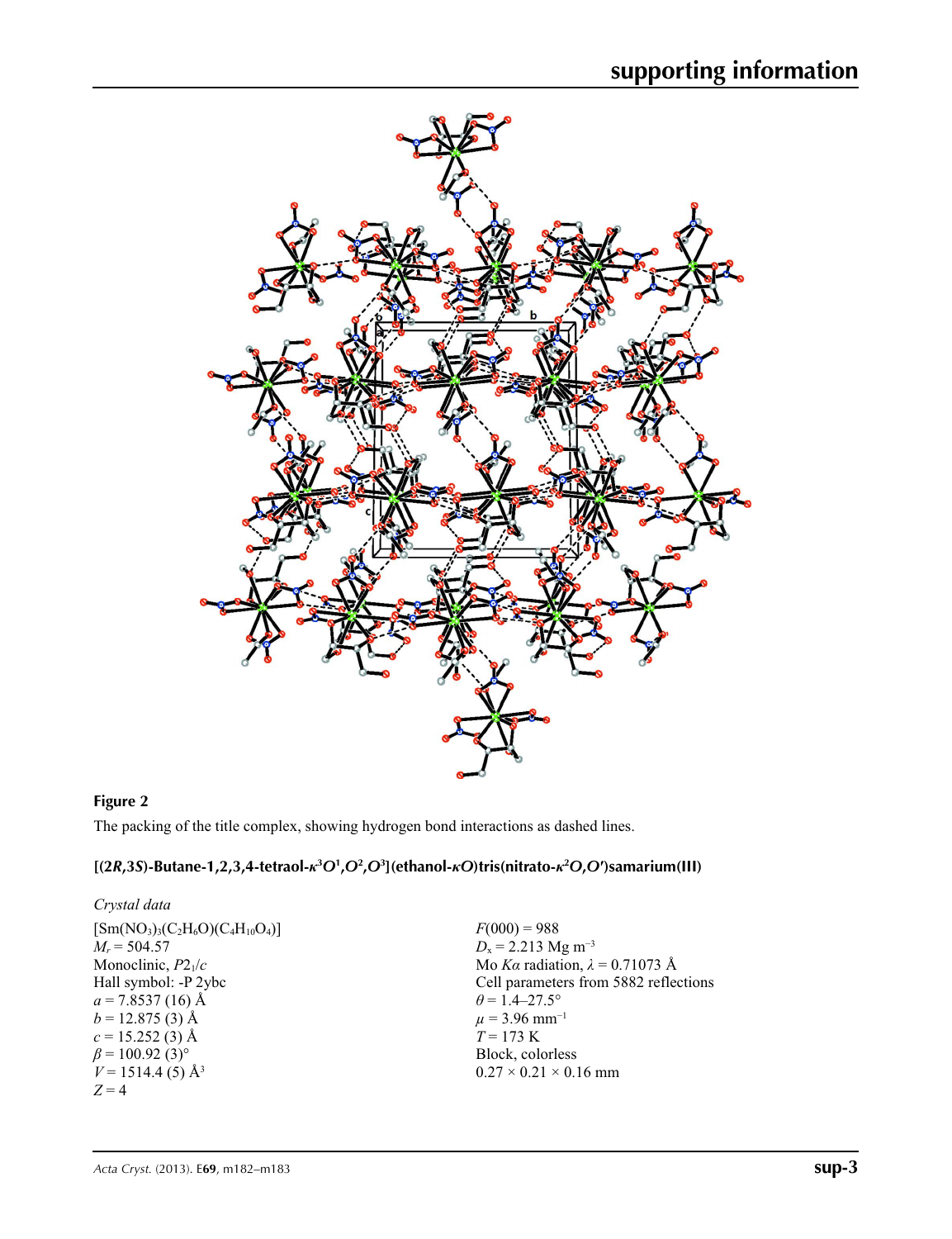**Figure 2**

The packing of the title complex, showing hydrogen bond interactions as dashed lines.

## [(2*R*,3*S*)-Butane-1,2,3,4-tetraol-$\kappa^3O^1,O^2,O^3$](ethanol-$\kappa O$)tris(nitrato-$\kappa^2O,O'$)samarium(III)

### *Crystal data*

$[Sm(NO_3)_3(C_2H_6O)(C_4H_{10}O_4)]$
$M_r = 504.57$
Monoclinic, $P2_1/c$
Hall symbol: -P 2ybc
$a = 7.8537$ (16) Å
$b = 12.875$ (3) Å
$c = 15.252$ (3) Å
$\beta = 100.92$ (3)°
$V = 1514.4$ (5) Å$^3$
$Z = 4$

$F(000) = 988$
$D_x = 2.213$ Mg m$^{-3}$
Mo $K\alpha$ radiation, $\lambda = 0.71073$ Å
Cell parameters from 5882 reflections
$\theta = 1.4$–$27.5°$
$\mu = 3.96$ mm$^{-1}$
$T = 173$ K
Block, colorless
$0.27 \times 0.21 \times 0.16$ mm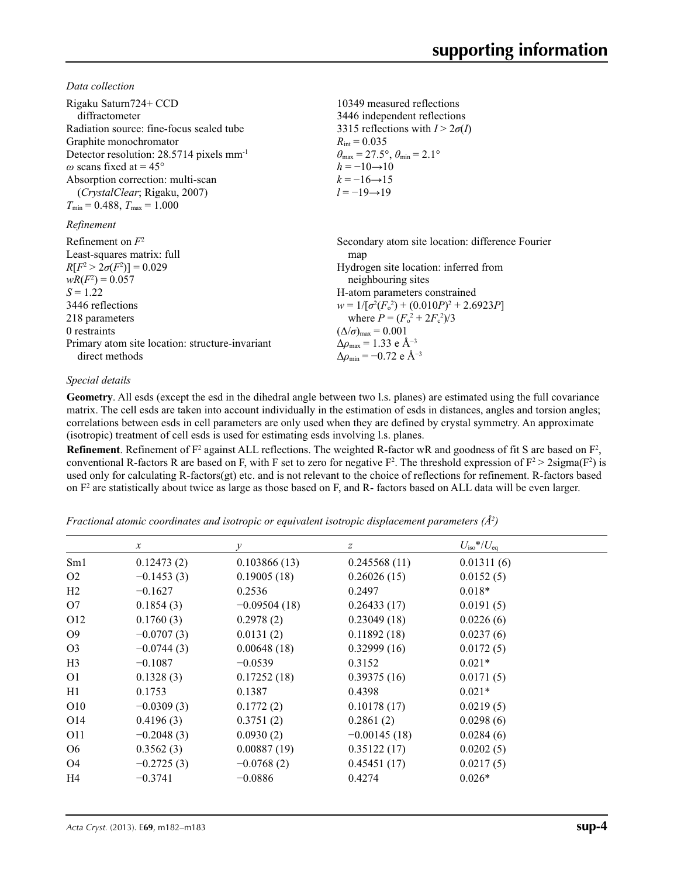*Data collection*

Rigaku Saturn724+ CCD diffractometer
Radiation source: fine-focus sealed tube
Graphite monochromator
Detector resolution: 28.5714 pixels mm$^{-1}$
$\omega$ scans fixed at = 45°
Absorption correction: multi-scan (*CrystalClear*; Rigaku, 2007)
$T_{min}$ = 0.488, $T_{max}$ = 1.000

10349 measured reflections
3446 independent reflections
3315 reflections with $I > 2\sigma(I)$
$R_{int}$ = 0.035
$\theta_{max}$ = 27.5°, $\theta_{min}$ = 2.1°
$h = -10 \rightarrow 10$
$k = -16 \rightarrow 15$
$l = -19 \rightarrow 19$

*Refinement*

Refinement on $F^2$
Least-squares matrix: full
$R[F^2 > 2\sigma(F^2)] = 0.029$
$wR(F^2) = 0.057$
$S = 1.22$
3446 reflections
218 parameters
0 restraints
Primary atom site location: structure-invariant direct methods

Secondary atom site location: difference Fourier map
Hydrogen site location: inferred from neighbouring sites
H-atom parameters constrained
$w = 1/[\sigma^2(F_o^2) + (0.010P)^2 + 2.6923P]$ where $P = (F_o^2 + 2F_c^2)/3$
$(\Delta/\sigma)_{max} = 0.001$
$\Delta\rho_{max}$ = 1.33 e Å$^{-3}$
$\Delta\rho_{min}$ = −0.72 e Å$^{-3}$

*Special details*

**Geometry**. All esds (except the esd in the dihedral angle between two l.s. planes) are estimated using the full covariance matrix. The cell esds are taken into account individually in the estimation of esds in distances, angles and torsion angles; correlations between esds in cell parameters are only used when they are defined by crystal symmetry. An approximate (isotropic) treatment of cell esds is used for estimating esds involving l.s. planes.

**Refinement**. Refinement of F$^2$ against ALL reflections. The weighted R-factor wR and goodness of fit S are based on F$^2$, conventional R-factors R are based on F, with F set to zero for negative F$^2$. The threshold expression of F$^2$ > 2sigma(F$^2$) is used only for calculating R-factors(gt) etc. and is not relevant to the choice of reflections for refinement. R-factors based on F$^2$ are statistically about twice as large as those based on F, and R- factors based on ALL data will be even larger.

*Fractional atomic coordinates and isotropic or equivalent isotropic displacement parameters (Å$^2$)*

| | $x$ | $y$ | $z$ | $U_{iso}$*/$U_{eq}$ |
|---|---|---|---|---|
| Sm1 | 0.12473 (2) | 0.103866 (13) | 0.245568 (11) | 0.01311 (6) |
| O2 | −0.1453 (3) | 0.19005 (18) | 0.26026 (15) | 0.0152 (5) |
| H2 | −0.1627 | 0.2536 | 0.2497 | 0.018* |
| O7 | 0.1854 (3) | −0.09504 (18) | 0.26433 (17) | 0.0191 (5) |
| O12 | 0.1760 (3) | 0.2978 (2) | 0.23049 (18) | 0.0226 (6) |
| O9 | −0.0707 (3) | 0.0131 (2) | 0.11892 (18) | 0.0237 (6) |
| O3 | −0.0744 (3) | 0.00648 (18) | 0.32999 (16) | 0.0172 (5) |
| H3 | −0.1087 | −0.0539 | 0.3152 | 0.021* |
| O1 | 0.1328 (3) | 0.17252 (18) | 0.39375 (16) | 0.0171 (5) |
| H1 | 0.1753 | 0.1387 | 0.4398 | 0.021* |
| O10 | −0.0309 (3) | 0.1772 (2) | 0.10178 (17) | 0.0219 (5) |
| O14 | 0.4196 (3) | 0.3751 (2) | 0.2861 (2) | 0.0298 (6) |
| O11 | −0.2048 (3) | 0.0930 (2) | −0.00145 (18) | 0.0284 (6) |
| O6 | 0.3562 (3) | 0.00887 (19) | 0.35122 (17) | 0.0202 (5) |
| O4 | −0.2725 (3) | −0.0768 (2) | 0.45451 (17) | 0.0217 (5) |
| H4 | −0.3741 | −0.0886 | 0.4274 | 0.026* |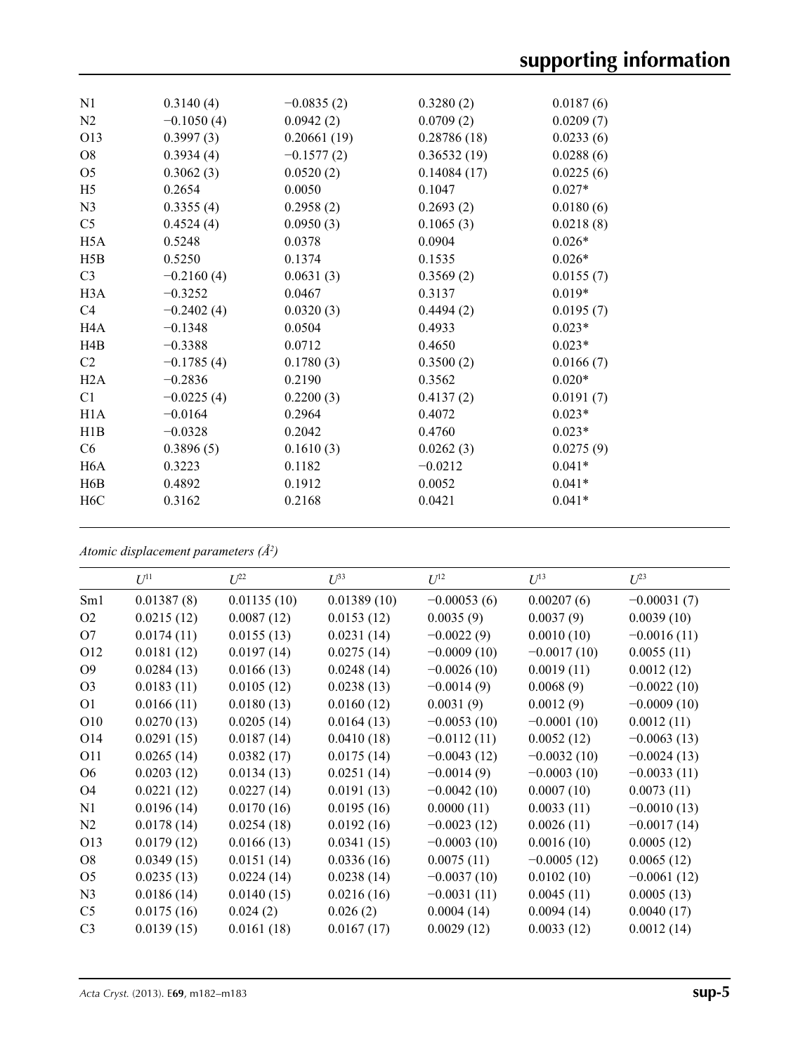| | | | | |
|---|---|---|---|---|
| N1 | 0.3140 (4) | −0.0835 (2) | 0.3280 (2) | 0.0187 (6) |
| N2 | −0.1050 (4) | 0.0942 (2) | 0.0709 (2) | 0.0209 (7) |
| O13 | 0.3997 (3) | 0.20661 (19) | 0.28786 (18) | 0.0233 (6) |
| O8 | 0.3934 (4) | −0.1577 (2) | 0.36532 (19) | 0.0288 (6) |
| O5 | 0.3062 (3) | 0.0520 (2) | 0.14084 (17) | 0.0225 (6) |
| H5 | 0.2654 | 0.0050 | 0.1047 | 0.027* |
| N3 | 0.3355 (4) | 0.2958 (2) | 0.2693 (2) | 0.0180 (6) |
| C5 | 0.4524 (4) | 0.0950 (3) | 0.1065 (3) | 0.0218 (8) |
| H5A | 0.5248 | 0.0378 | 0.0904 | 0.026* |
| H5B | 0.5250 | 0.1374 | 0.1535 | 0.026* |
| C3 | −0.2160 (4) | 0.0631 (3) | 0.3569 (2) | 0.0155 (7) |
| H3A | −0.3252 | 0.0467 | 0.3137 | 0.019* |
| C4 | −0.2402 (4) | 0.0320 (3) | 0.4494 (2) | 0.0195 (7) |
| H4A | −0.1348 | 0.0504 | 0.4933 | 0.023* |
| H4B | −0.3388 | 0.0712 | 0.4650 | 0.023* |
| C2 | −0.1785 (4) | 0.1780 (3) | 0.3500 (2) | 0.0166 (7) |
| H2A | −0.2836 | 0.2190 | 0.3562 | 0.020* |
| C1 | −0.0225 (4) | 0.2200 (3) | 0.4137 (2) | 0.0191 (7) |
| H1A | −0.0164 | 0.2964 | 0.4072 | 0.023* |
| H1B | −0.0328 | 0.2042 | 0.4760 | 0.023* |
| C6 | 0.3896 (5) | 0.1610 (3) | 0.0262 (3) | 0.0275 (9) |
| H6A | 0.3223 | 0.1182 | −0.0212 | 0.041* |
| H6B | 0.4892 | 0.1912 | 0.0052 | 0.041* |
| H6C | 0.3162 | 0.2168 | 0.0421 | 0.041* |

*Atomic displacement parameters (Å²)*

| | $U^{11}$ | $U^{22}$ | $U^{33}$ | $U^{12}$ | $U^{13}$ | $U^{23}$ |
|---|---|---|---|---|---|---|
| Sm1 | 0.01387 (8) | 0.01135 (10) | 0.01389 (10) | −0.00053 (6) | 0.00207 (6) | −0.00031 (7) |
| O2 | 0.0215 (12) | 0.0087 (12) | 0.0153 (12) | 0.0035 (9) | 0.0037 (9) | 0.0039 (10) |
| O7 | 0.0174 (11) | 0.0155 (13) | 0.0231 (14) | −0.0022 (9) | 0.0010 (10) | −0.0016 (11) |
| O12 | 0.0181 (12) | 0.0197 (14) | 0.0275 (14) | −0.0009 (10) | −0.0017 (10) | 0.0055 (11) |
| O9 | 0.0284 (13) | 0.0166 (13) | 0.0248 (14) | −0.0026 (10) | 0.0019 (11) | 0.0012 (12) |
| O3 | 0.0183 (11) | 0.0105 (12) | 0.0238 (13) | −0.0014 (9) | 0.0068 (9) | −0.0022 (10) |
| O1 | 0.0166 (11) | 0.0180 (13) | 0.0160 (12) | 0.0031 (9) | 0.0012 (9) | −0.0009 (10) |
| O10 | 0.0270 (13) | 0.0205 (14) | 0.0164 (13) | −0.0053 (10) | −0.0001 (10) | 0.0012 (11) |
| O14 | 0.0291 (15) | 0.0187 (14) | 0.0410 (18) | −0.0112 (11) | 0.0052 (12) | −0.0063 (13) |
| O11 | 0.0265 (14) | 0.0382 (17) | 0.0175 (14) | −0.0043 (12) | −0.0032 (10) | −0.0024 (13) |
| O6 | 0.0203 (12) | 0.0134 (13) | 0.0251 (14) | −0.0014 (9) | −0.0003 (10) | −0.0033 (11) |
| O4 | 0.0221 (12) | 0.0227 (14) | 0.0191 (13) | −0.0042 (10) | 0.0007 (10) | 0.0073 (11) |
| N1 | 0.0196 (14) | 0.0170 (16) | 0.0195 (16) | 0.0000 (11) | 0.0033 (11) | −0.0010 (13) |
| N2 | 0.0178 (14) | 0.0254 (18) | 0.0192 (16) | −0.0023 (12) | 0.0026 (11) | −0.0017 (14) |
| O13 | 0.0179 (12) | 0.0166 (13) | 0.0341 (15) | −0.0003 (10) | 0.0016 (10) | 0.0005 (12) |
| O8 | 0.0349 (15) | 0.0151 (14) | 0.0336 (16) | 0.0075 (11) | −0.0005 (12) | 0.0065 (12) |
| O5 | 0.0235 (13) | 0.0224 (14) | 0.0238 (14) | −0.0037 (10) | 0.0102 (10) | −0.0061 (12) |
| N3 | 0.0186 (14) | 0.0140 (15) | 0.0216 (16) | −0.0031 (11) | 0.0045 (11) | 0.0005 (13) |
| C5 | 0.0175 (16) | 0.024 (2) | 0.026 (2) | 0.0004 (14) | 0.0094 (14) | 0.0040 (17) |
| C3 | 0.0139 (15) | 0.0161 (18) | 0.0167 (17) | 0.0029 (12) | 0.0033 (12) | 0.0012 (14) |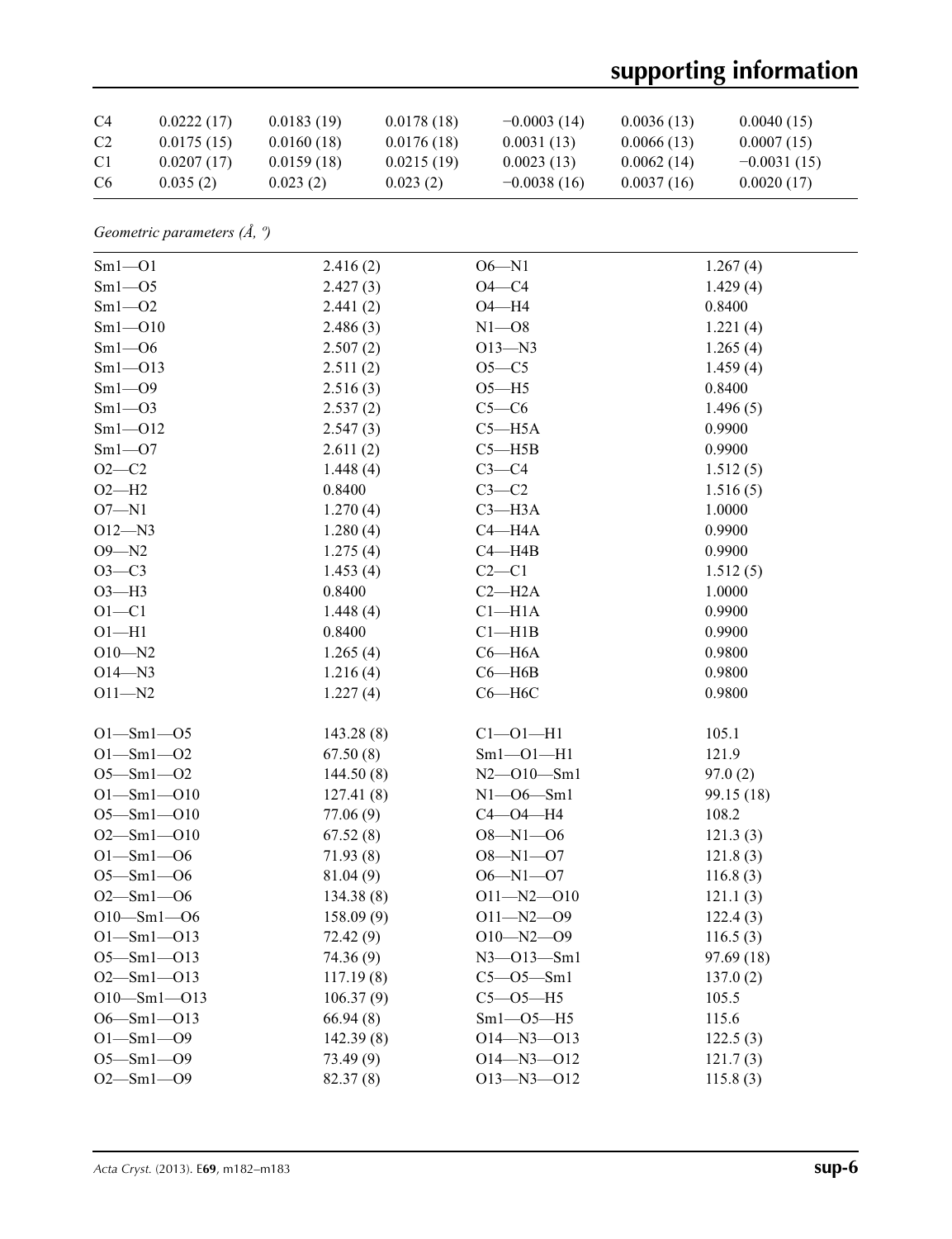| C4 | 0.0222 (17) | 0.0183 (19) | 0.0178 (18) | −0.0003 (14) | 0.0036 (13) | 0.0040 (15) |
|---|---|---|---|---|---|---|
| C2 | 0.0175 (15) | 0.0160 (18) | 0.0176 (18) | 0.0031 (13) | 0.0066 (13) | 0.0007 (15) |
| C1 | 0.0207 (17) | 0.0159 (18) | 0.0215 (19) | 0.0023 (13) | 0.0062 (14) | −0.0031 (15) |
| C6 | 0.035 (2) | 0.023 (2) | 0.023 (2) | −0.0038 (16) | 0.0037 (16) | 0.0020 (17) |

*Geometric parameters (Å, º)*

| | | | |
|---|---|---|---|
| Sm1—O1 | 2.416 (2) | O6—N1 | 1.267 (4) |
| Sm1—O5 | 2.427 (3) | O4—C4 | 1.429 (4) |
| Sm1—O2 | 2.441 (2) | O4—H4 | 0.8400 |
| Sm1—O10 | 2.486 (3) | N1—O8 | 1.221 (4) |
| Sm1—O6 | 2.507 (2) | O13—N3 | 1.265 (4) |
| Sm1—O13 | 2.511 (2) | O5—C5 | 1.459 (4) |
| Sm1—O9 | 2.516 (3) | O5—H5 | 0.8400 |
| Sm1—O3 | 2.537 (2) | C5—C6 | 1.496 (5) |
| Sm1—O12 | 2.547 (3) | C5—H5A | 0.9900 |
| Sm1—O7 | 2.611 (2) | C5—H5B | 0.9900 |
| O2—C2 | 1.448 (4) | C3—C4 | 1.512 (5) |
| O2—H2 | 0.8400 | C3—C2 | 1.516 (5) |
| O7—N1 | 1.270 (4) | C3—H3A | 1.0000 |
| O12—N3 | 1.280 (4) | C4—H4A | 0.9900 |
| O9—N2 | 1.275 (4) | C4—H4B | 0.9900 |
| O3—C3 | 1.453 (4) | C2—C1 | 1.512 (5) |
| O3—H3 | 0.8400 | C2—H2A | 1.0000 |
| O1—C1 | 1.448 (4) | C1—H1A | 0.9900 |
| O1—H1 | 0.8400 | C1—H1B | 0.9900 |
| O10—N2 | 1.265 (4) | C6—H6A | 0.9800 |
| O14—N3 | 1.216 (4) | C6—H6B | 0.9800 |
| O11—N2 | 1.227 (4) | C6—H6C | 0.9800 |
| | | | |
| O1—Sm1—O5 | 143.28 (8) | C1—O1—H1 | 105.1 |
| O1—Sm1—O2 | 67.50 (8) | Sm1—O1—H1 | 121.9 |
| O5—Sm1—O2 | 144.50 (8) | N2—O10—Sm1 | 97.0 (2) |
| O1—Sm1—O10 | 127.41 (8) | N1—O6—Sm1 | 99.15 (18) |
| O5—Sm1—O10 | 77.06 (9) | C4—O4—H4 | 108.2 |
| O2—Sm1—O10 | 67.52 (8) | O8—N1—O6 | 121.3 (3) |
| O1—Sm1—O6 | 71.93 (8) | O8—N1—O7 | 121.8 (3) |
| O5—Sm1—O6 | 81.04 (9) | O6—N1—O7 | 116.8 (3) |
| O2—Sm1—O6 | 134.38 (8) | O11—N2—O10 | 121.1 (3) |
| O10—Sm1—O6 | 158.09 (9) | O11—N2—O9 | 122.4 (3) |
| O1—Sm1—O13 | 72.42 (9) | O10—N2—O9 | 116.5 (3) |
| O5—Sm1—O13 | 74.36 (9) | N3—O13—Sm1 | 97.69 (18) |
| O2—Sm1—O13 | 117.19 (8) | C5—O5—Sm1 | 137.0 (2) |
| O10—Sm1—O13 | 106.37 (9) | C5—O5—H5 | 105.5 |
| O6—Sm1—O13 | 66.94 (8) | Sm1—O5—H5 | 115.6 |
| O1—Sm1—O9 | 142.39 (8) | O14—N3—O13 | 122.5 (3) |
| O5—Sm1—O9 | 73.49 (9) | O14—N3—O12 | 121.7 (3) |
| O2—Sm1—O9 | 82.37 (8) | O13—N3—O12 | 115.8 (3) |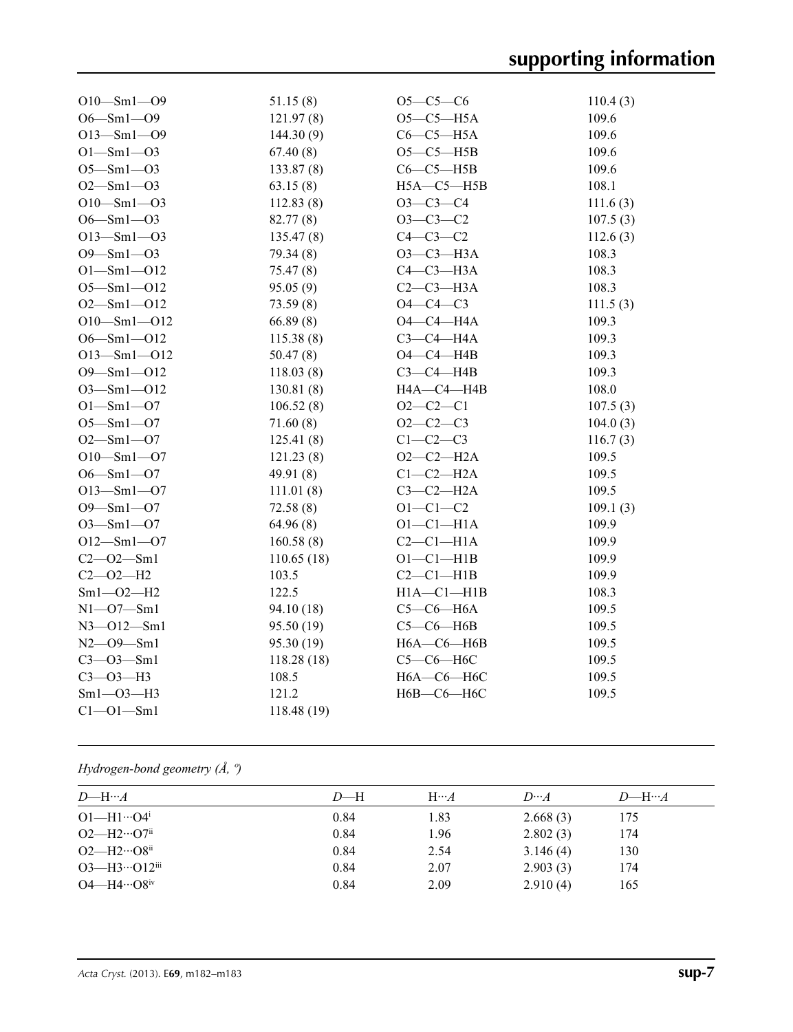| | | | |
|---|---|---|---|
| O10—Sm1—O9 | 51.15 (8) | O5—C5—C6 | 110.4 (3) |
| O6—Sm1—O9 | 121.97 (8) | O5—C5—H5A | 109.6 |
| O13—Sm1—O9 | 144.30 (9) | C6—C5—H5A | 109.6 |
| O1—Sm1—O3 | 67.40 (8) | O5—C5—H5B | 109.6 |
| O5—Sm1—O3 | 133.87 (8) | C6—C5—H5B | 109.6 |
| O2—Sm1—O3 | 63.15 (8) | H5A—C5—H5B | 108.1 |
| O10—Sm1—O3 | 112.83 (8) | O3—C3—C4 | 111.6 (3) |
| O6—Sm1—O3 | 82.77 (8) | O3—C3—C2 | 107.5 (3) |
| O13—Sm1—O3 | 135.47 (8) | C4—C3—C2 | 112.6 (3) |
| O9—Sm1—O3 | 79.34 (8) | O3—C3—H3A | 108.3 |
| O1—Sm1—O12 | 75.47 (8) | C4—C3—H3A | 108.3 |
| O5—Sm1—O12 | 95.05 (9) | C2—C3—H3A | 108.3 |
| O2—Sm1—O12 | 73.59 (8) | O4—C4—C3 | 111.5 (3) |
| O10—Sm1—O12 | 66.89 (8) | O4—C4—H4A | 109.3 |
| O6—Sm1—O12 | 115.38 (8) | C3—C4—H4A | 109.3 |
| O13—Sm1—O12 | 50.47 (8) | O4—C4—H4B | 109.3 |
| O9—Sm1—O12 | 118.03 (8) | C3—C4—H4B | 109.3 |
| O3—Sm1—O12 | 130.81 (8) | H4A—C4—H4B | 108.0 |
| O1—Sm1—O7 | 106.52 (8) | O2—C2—C1 | 107.5 (3) |
| O5—Sm1—O7 | 71.60 (8) | O2—C2—C3 | 104.0 (3) |
| O2—Sm1—O7 | 125.41 (8) | C1—C2—C3 | 116.7 (3) |
| O10—Sm1—O7 | 121.23 (8) | O2—C2—H2A | 109.5 |
| O6—Sm1—O7 | 49.91 (8) | C1—C2—H2A | 109.5 |
| O13—Sm1—O7 | 111.01 (8) | C3—C2—H2A | 109.5 |
| O9—Sm1—O7 | 72.58 (8) | O1—C1—C2 | 109.1 (3) |
| O3—Sm1—O7 | 64.96 (8) | O1—C1—H1A | 109.9 |
| O12—Sm1—O7 | 160.58 (8) | C2—C1—H1A | 109.9 |
| C2—O2—Sm1 | 110.65 (18) | O1—C1—H1B | 109.9 |
| C2—O2—H2 | 103.5 | C2—C1—H1B | 109.9 |
| Sm1—O2—H2 | 122.5 | H1A—C1—H1B | 108.3 |
| N1—O7—Sm1 | 94.10 (18) | C5—C6—H6A | 109.5 |
| N3—O12—Sm1 | 95.50 (19) | C5—C6—H6B | 109.5 |
| N2—O9—Sm1 | 95.30 (19) | H6A—C6—H6B | 109.5 |
| C3—O3—Sm1 | 118.28 (18) | C5—C6—H6C | 109.5 |
| C3—O3—H3 | 108.5 | H6A—C6—H6C | 109.5 |
| Sm1—O3—H3 | 121.2 | H6B—C6—H6C | 109.5 |
| C1—O1—Sm1 | 118.48 (19) | | |

*Hydrogen-bond geometry (Å, º)*

| *D*—H···*A* | *D*—H | H···*A* | *D*···*A* | *D*—H···*A* |
|---|---|---|---|---|
| O1—H1···O4[i] | 0.84 | 1.83 | 2.668 (3) | 175 |
| O2—H2···O7[ii] | 0.84 | 1.96 | 2.802 (3) | 174 |
| O2—H2···O8[ii] | 0.84 | 2.54 | 3.146 (4) | 130 |
| O3—H3···O12[iii] | 0.84 | 2.07 | 2.903 (3) | 174 |
| O4—H4···O8[iv] | 0.84 | 2.09 | 2.910 (4) | 165 |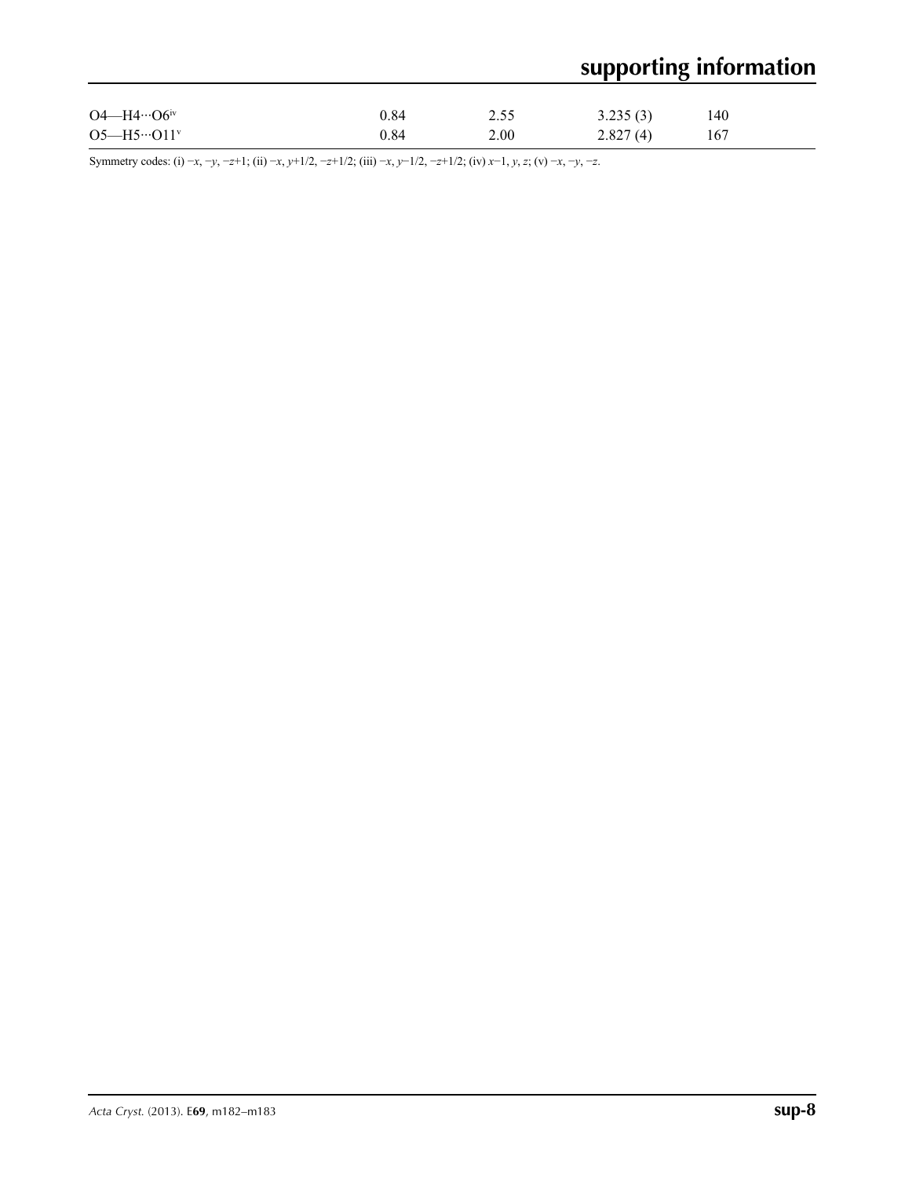| | | | | |
|---|---|---|---|---|
| O4—H4···O6[iv] | 0.84 | 2.55 | 3.235 (3) | 140 |
| O5—H5···O11[v] | 0.84 | 2.00 | 2.827 (4) | 167 |

Symmetry codes: (i) −*x*, −*y*, −*z*+1; (ii) −*x*, *y*+1/2, −*z*+1/2; (iii) −*x*, *y*−1/2, −*z*+1/2; (iv) *x*−1, *y*, *z*; (v) −*x*, −*y*, −*z*.